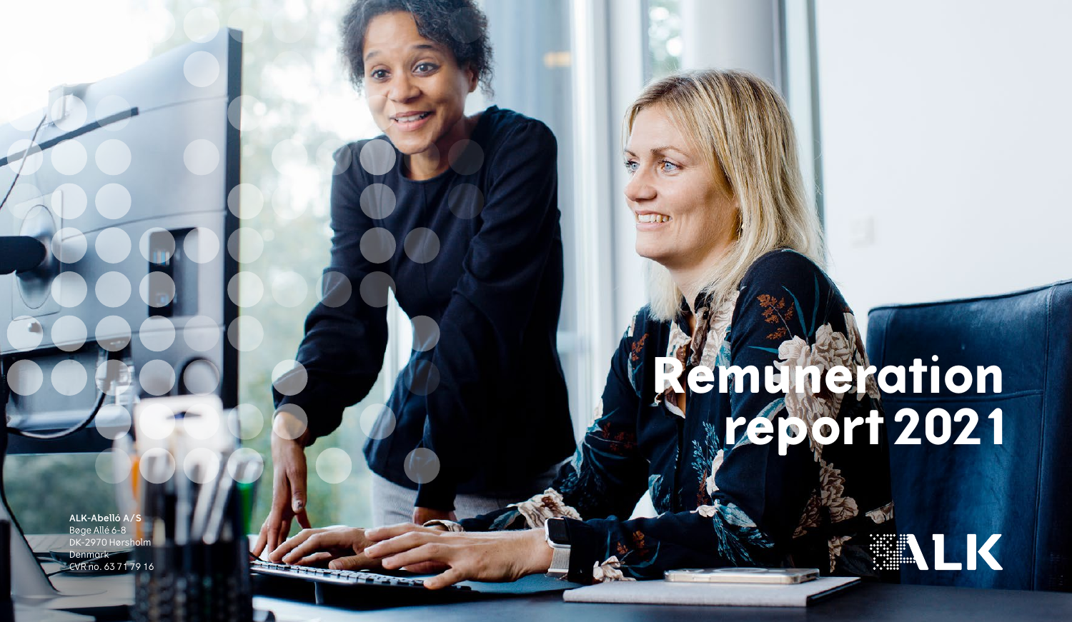# Remuneration report 2021

ALK-Abelló A/S
Bøge Allé 6-8
DK-2970 Hørsholm
Denmark
CVR no. 63 71 79 16

ALK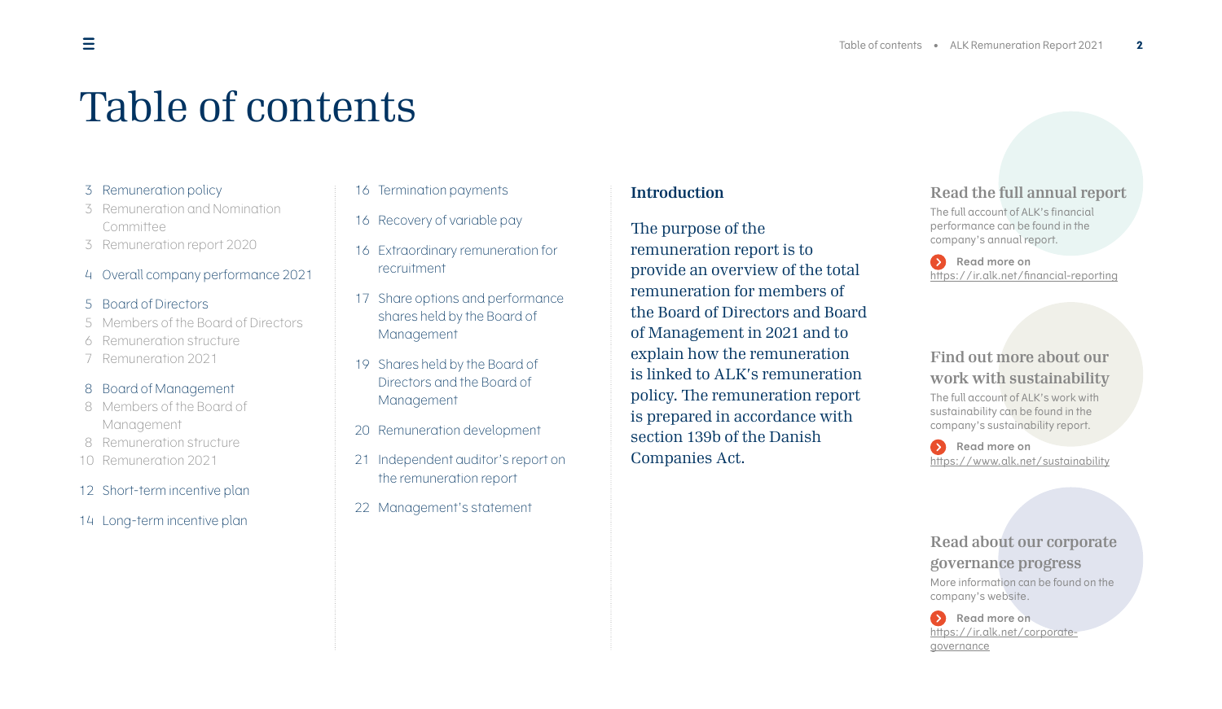# Table of contents

- 3 Remuneration policy
  - 3 Remuneration and Nomination Committee
  - 3 Remuneration report 2020
- 4 Overall company performance 2021
- 5 Board of Directors
  - 5 Members of the Board of Directors
  - 6 Remuneration structure
  - 7 Remuneration 2021
- 8 Board of Management
  - 8 Members of the Board of Management
  - 8 Remuneration structure
  - 10 Remuneration 2021
- 12 Short-term incentive plan
- 14 Long-term incentive plan
- 16 Termination payments
- 16 Recovery of variable pay
- 16 Extraordinary remuneration for recruitment
- 17 Share options and performance shares held by the Board of Management
- 19 Shares held by the Board of Directors and the Board of Management
- 20 Remuneration development
- 21 Independent auditor's report on the remuneration report
- 22 Management's statement

## Introduction

The purpose of the remuneration report is to provide an overview of the total remuneration for members of the Board of Directors and Board of Management in 2021 and to explain how the remuneration is linked to ALK's remuneration policy. The remuneration report is prepared in accordance with section 139b of the Danish Companies Act.

### Read the full annual report

The full account of ALK's financial performance can be found in the company's annual report.

Read more on
https://ir.alk.net/financial-reporting

### Find out more about our work with sustainability

The full account of ALK's work with sustainability can be found in the company's sustainability report.

Read more on
https://www.alk.net/sustainability

### Read about our corporate governance progress

More information can be found on the company's website.

Read more on
https://ir.alk.net/corporate-governance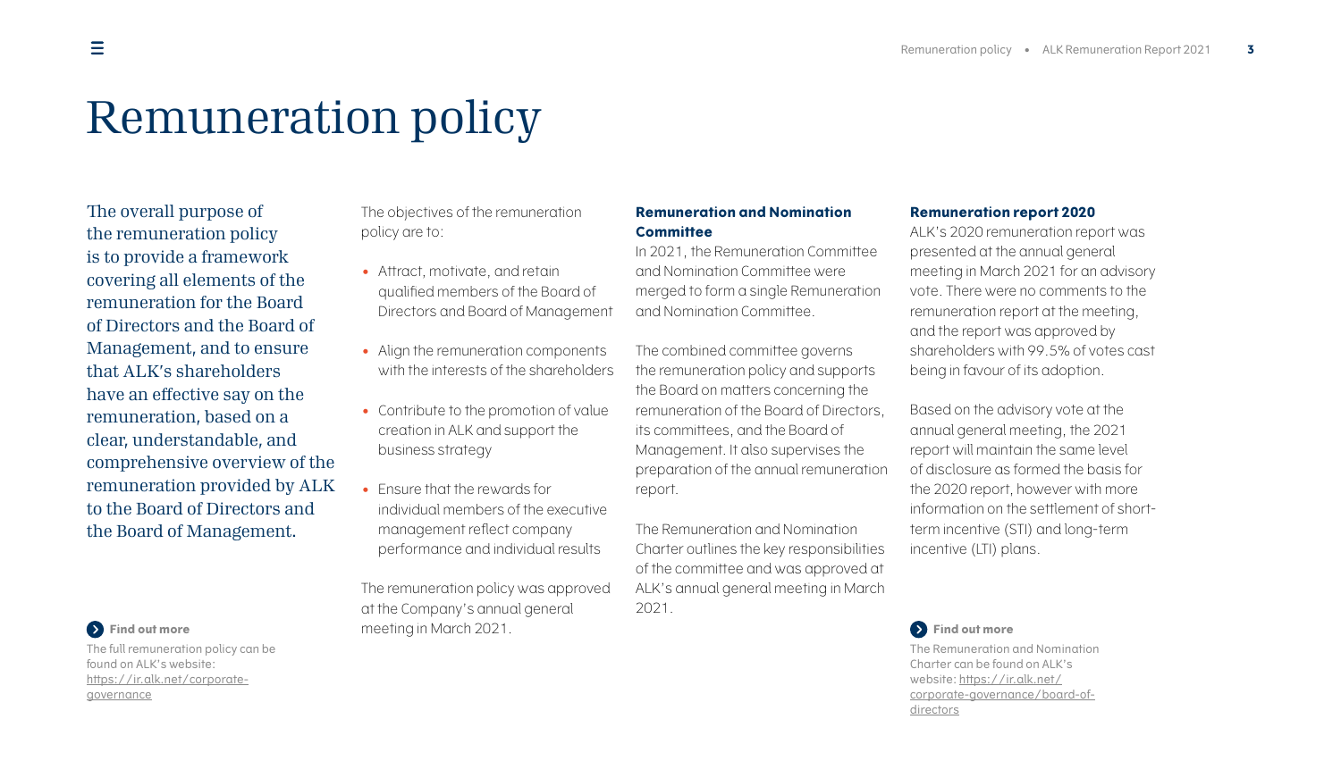# Remuneration policy

The overall purpose of the remuneration policy is to provide a framework covering all elements of the remuneration for the Board of Directors and the Board of Management, and to ensure that ALK's shareholders have an effective say on the remuneration, based on a clear, understandable, and comprehensive overview of the remuneration provided by ALK to the Board of Directors and the Board of Management.

**Find out more**

The full remuneration policy can be found on ALK's website: https://ir.alk.net/corporate-governance

The objectives of the remuneration policy are to:

- Attract, motivate, and retain qualified members of the Board of Directors and Board of Management
- Align the remuneration components with the interests of the shareholders
- Contribute to the promotion of value creation in ALK and support the business strategy
- Ensure that the rewards for individual members of the executive management reflect company performance and individual results

The remuneration policy was approved at the Company's annual general meeting in March 2021.

**Remuneration and Nomination Committee**

In 2021, the Remuneration Committee and Nomination Committee were merged to form a single Remuneration and Nomination Committee.

The combined committee governs the remuneration policy and supports the Board on matters concerning the remuneration of the Board of Directors, its committees, and the Board of Management. It also supervises the preparation of the annual remuneration report.

The Remuneration and Nomination Charter outlines the key responsibilities of the committee and was approved at ALK's annual general meeting in March 2021.

**Remuneration report 2020**

ALK's 2020 remuneration report was presented at the annual general meeting in March 2021 for an advisory vote. There were no comments to the remuneration report at the meeting, and the report was approved by shareholders with 99.5% of votes cast being in favour of its adoption.

Based on the advisory vote at the annual general meeting, the 2021 report will maintain the same level of disclosure as formed the basis for the 2020 report, however with more information on the settlement of short-term incentive (STI) and long-term incentive (LTI) plans.

**Find out more**

The Remuneration and Nomination Charter can be found on ALK's website: https://ir.alk.net/corporate-governance/board-of-directors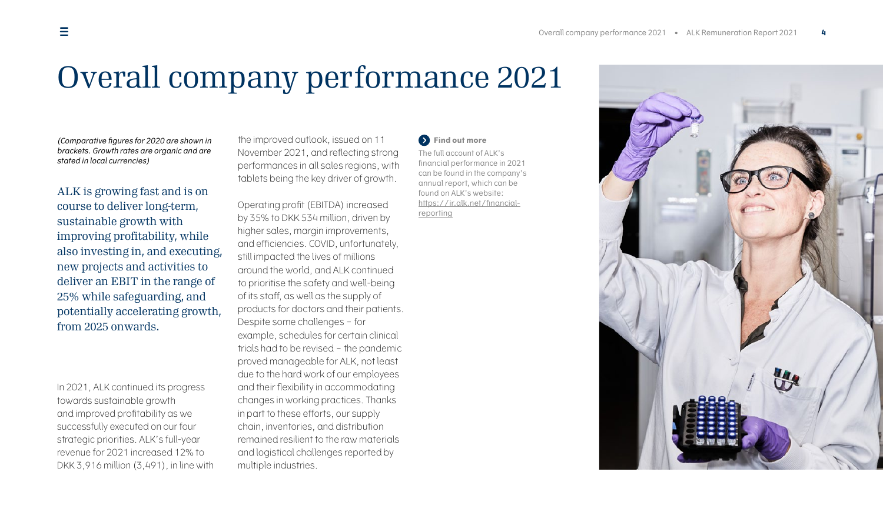# Overall company performance 2021

*(Comparative figures for 2020 are shown in brackets. Growth rates are organic and are stated in local currencies)*

ALK is growing fast and is on course to deliver long-term, sustainable growth with improving profitability, while also investing in, and executing, new projects and activities to deliver an EBIT in the range of 25% while safeguarding, and potentially accelerating growth, from 2025 onwards.

In 2021, ALK continued its progress towards sustainable growth and improved profitability as we successfully executed on our four strategic priorities. ALK's full-year revenue for 2021 increased 12% to DKK 3,916 million (3,491), in line with the improved outlook, issued on 11 November 2021, and reflecting strong performances in all sales regions, with tablets being the key driver of growth.

Operating profit (EBITDA) increased by 35% to DKK 534 million, driven by higher sales, margin improvements, and efficiencies. COVID, unfortunately, still impacted the lives of millions around the world, and ALK continued to prioritise the safety and well-being of its staff, as well as the supply of products for doctors and their patients. Despite some challenges – for example, schedules for certain clinical trials had to be revised – the pandemic proved manageable for ALK, not least due to the hard work of our employees and their flexibility in accommodating changes in working practices. Thanks in part to these efforts, our supply chain, inventories, and distribution remained resilient to the raw materials and logistical challenges reported by multiple industries.

**Find out more**

The full account of ALK's financial performance in 2021 can be found in the company's annual report, which can be found on ALK's website: https://ir.alk.net/financial-reporting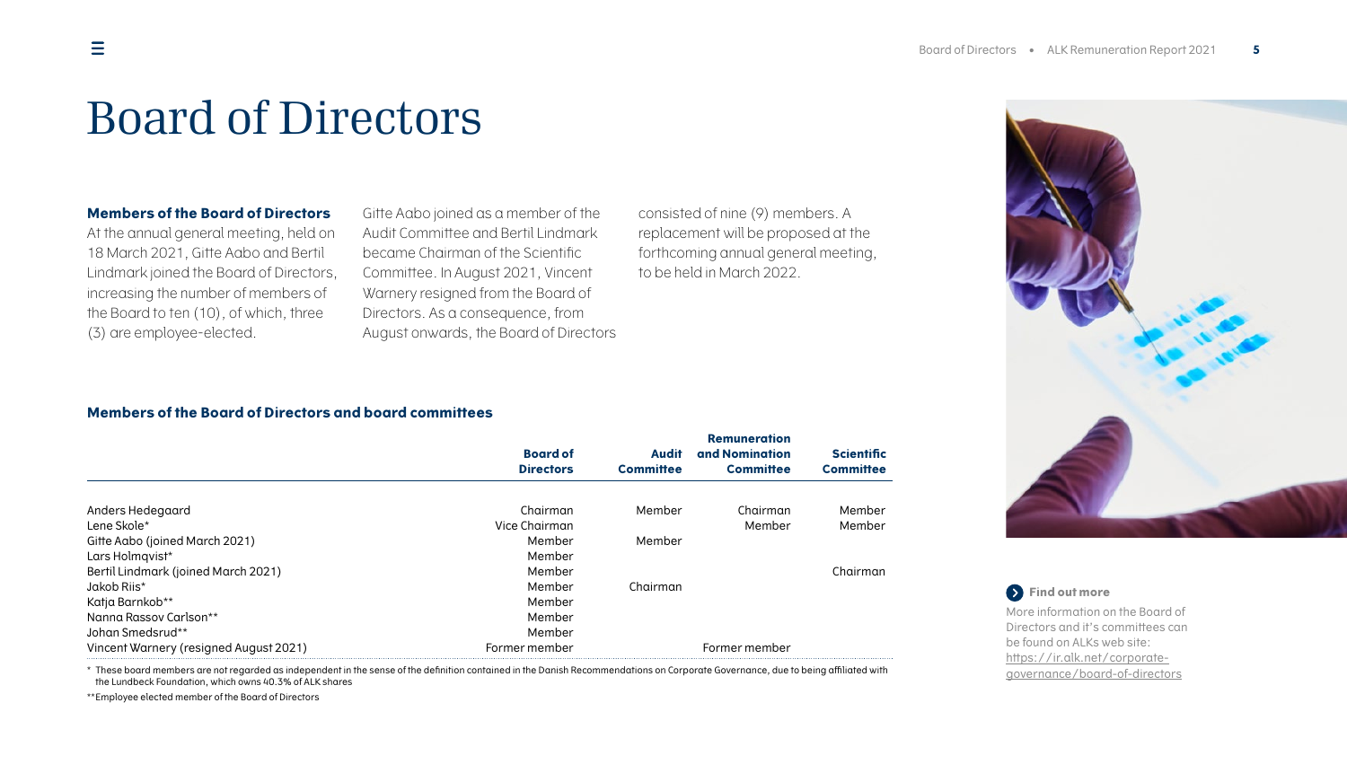# Board of Directors

**Members of the Board of Directors**

At the annual general meeting, held on 18 March 2021, Gitte Aabo and Bertil Lindmark joined the Board of Directors, increasing the number of members of the Board to ten (10), of which, three (3) are employee-elected.

Gitte Aabo joined as a member of the Audit Committee and Bertil Lindmark became Chairman of the Scientific Committee. In August 2021, Vincent Warnery resigned from the Board of Directors. As a consequence, from August onwards, the Board of Directors consisted of nine (9) members. A replacement will be proposed at the forthcoming annual general meeting, to be held in March 2022.

**Members of the Board of Directors and board committees**

| | Board of Directors | Audit Committee | Remuneration and Nomination Committee | Scientific Committee |
|---|---|---|---|---|
| Anders Hedegaard | Chairman | Member | Chairman | Member |
| Lene Skole* | Vice Chairman | | Member | Member |
| Gitte Aabo (joined March 2021) | Member | Member | | |
| Lars Holmqvist* | Member | | | |
| Bertil Lindmark (joined March 2021) | Member | | | Chairman |
| Jakob Riis* | Member | Chairman | | |
| Katja Barnkob** | Member | | | |
| Nanna Rassov Carlson** | Member | | | |
| Johan Smedsrud** | Member | | | |
| Vincent Warnery (resigned August 2021) | Former member | | Former member | |

\* These board members are not regarded as independent in the sense of the definition contained in the Danish Recommendations on Corporate Governance, due to being affiliated with the Lundbeck Foundation, which owns 40.3% of ALK shares

\*\*Employee elected member of the Board of Directors

**Find out more**

More information on the Board of Directors and it's committees can be found on ALKs web site: https://ir.alk.net/corporate-governance/board-of-directors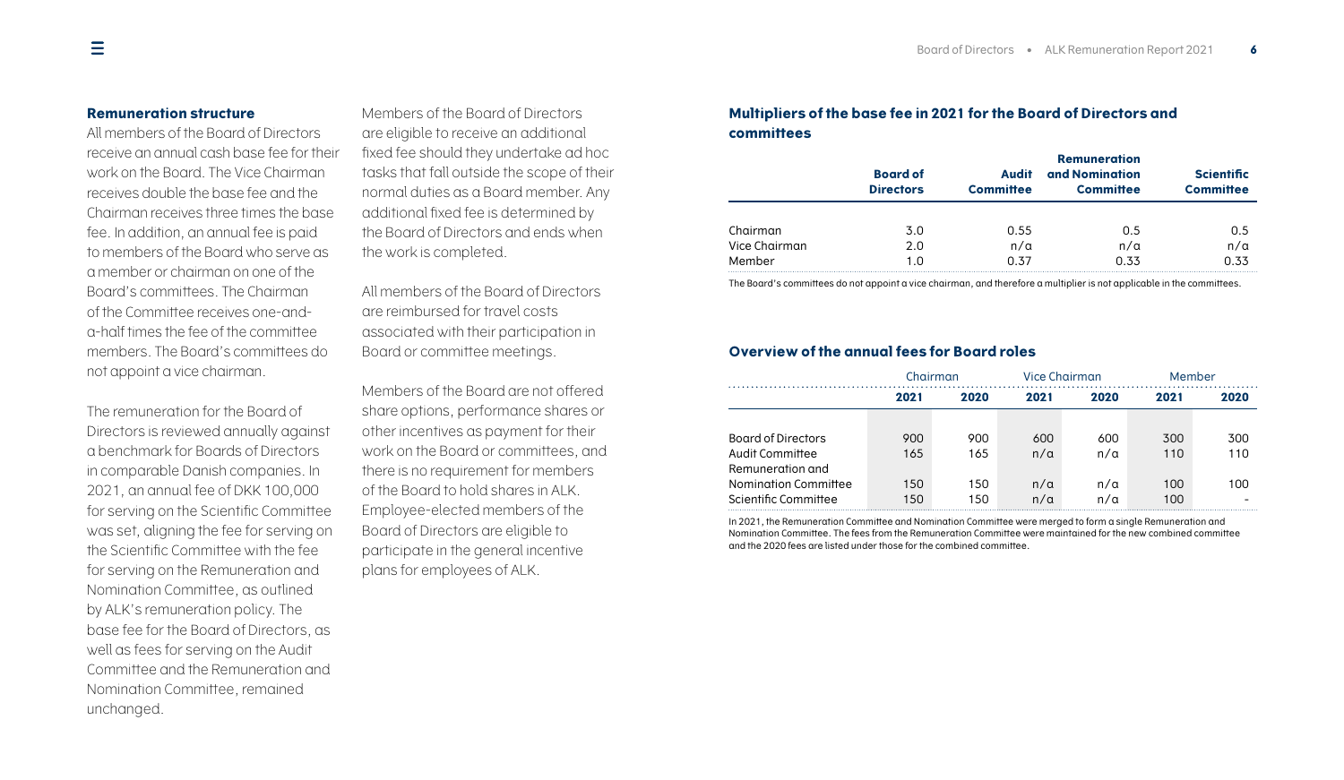### Remuneration structure

All members of the Board of Directors receive an annual cash base fee for their work on the Board. The Vice Chairman receives double the base fee and the Chairman receives three times the base fee. In addition, an annual fee is paid to members of the Board who serve as a member or chairman on one of the Board's committees. The Chairman of the Committee receives one-and-a-half times the fee of the committee members. The Board's committees do not appoint a vice chairman.

The remuneration for the Board of Directors is reviewed annually against a benchmark for Boards of Directors in comparable Danish companies. In 2021, an annual fee of DKK 100,000 for serving on the Scientific Committee was set, aligning the fee for serving on the Scientific Committee with the fee for serving on the Remuneration and Nomination Committee, as outlined by ALK's remuneration policy. The base fee for the Board of Directors, as well as fees for serving on the Audit Committee and the Remuneration and Nomination Committee, remained unchanged.

Members of the Board of Directors are eligible to receive an additional fixed fee should they undertake ad hoc tasks that fall outside the scope of their normal duties as a Board member. Any additional fixed fee is determined by the Board of Directors and ends when the work is completed.

All members of the Board of Directors are reimbursed for travel costs associated with their participation in Board or committee meetings.

Members of the Board are not offered share options, performance shares or other incentives as payment for their work on the Board or committees, and there is no requirement for members of the Board to hold shares in ALK. Employee-elected members of the Board of Directors are eligible to participate in the general incentive plans for employees of ALK.

### Multipliers of the base fee in 2021 for the Board of Directors and committees

| | Board of Directors | Audit Committee | Remuneration and Nomination Committee | Scientific Committee |
|---|---|---|---|---|
| Chairman | 3.0 | 0.55 | 0.5 | 0.5 |
| Vice Chairman | 2.0 | n/a | n/a | n/a |
| Member | 1.0 | 0.37 | 0.33 | 0.33 |

The Board's committees do not appoint a vice chairman, and therefore a multiplier is not applicable in the committees.

### Overview of the annual fees for Board roles

| | Chairman | | Vice Chairman | | Member | |
|---|---|---|---|---|---|---|
| | 2021 | 2020 | 2021 | 2020 | 2021 | 2020 |
| Board of Directors | 900 | 900 | 600 | 600 | 300 | 300 |
| Audit Committee | 165 | 165 | n/a | n/a | 110 | 110 |
| Remuneration and Nomination Committee | 150 | 150 | n/a | n/a | 100 | 100 |
| Scientific Committee | 150 | 150 | n/a | n/a | 100 | - |

In 2021, the Remuneration Committee and Nomination Committee were merged to form a single Remuneration and Nomination Committee. The fees from the Remuneration Committee were maintained for the new combined committee and the 2020 fees are listed under those for the combined committee.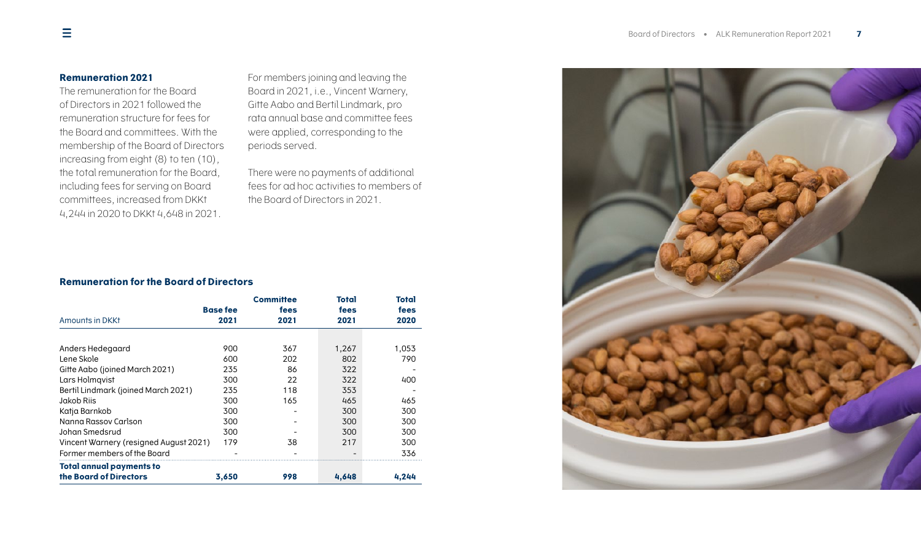## Remuneration 2021

The remuneration for the Board of Directors in 2021 followed the remuneration structure for fees for the Board and committees. With the membership of the Board of Directors increasing from eight (8) to ten (10), the total remuneration for the Board, including fees for serving on Board committees, increased from DKKt 4,244 in 2020 to DKKt 4,648 in 2021.

For members joining and leaving the Board in 2021, i.e., Vincent Warnery, Gitte Aabo and Bertil Lindmark, pro rata annual base and committee fees were applied, corresponding to the periods served.

There were no payments of additional fees for ad hoc activities to members of the Board of Directors in 2021.

## Remuneration for the Board of Directors

| Amounts in DKKt | Base fee 2021 | Committee fees 2021 | Total fees 2021 | Total fees 2020 |
|---|---|---|---|---|
| Anders Hedegaard | 900 | 367 | 1,267 | 1,053 |
| Lene Skole | 600 | 202 | 802 | 790 |
| Gitte Aabo (joined March 2021) | 235 | 86 | 322 | - |
| Lars Holmqvist | 300 | 22 | 322 | 400 |
| Bertil Lindmark (joined March 2021) | 235 | 118 | 353 | - |
| Jakob Riis | 300 | 165 | 465 | 465 |
| Katja Barnkob | 300 | - | 300 | 300 |
| Nanna Rassov Carlson | 300 | - | 300 | 300 |
| Johan Smedsrud | 300 | - | 300 | 300 |
| Vincent Warnery (resigned August 2021) | 179 | 38 | 217 | 300 |
| Former members of the Board | - | - | - | 336 |
| **Total annual payments to the Board of Directors** | **3,650** | **998** | **4,648** | **4,244** |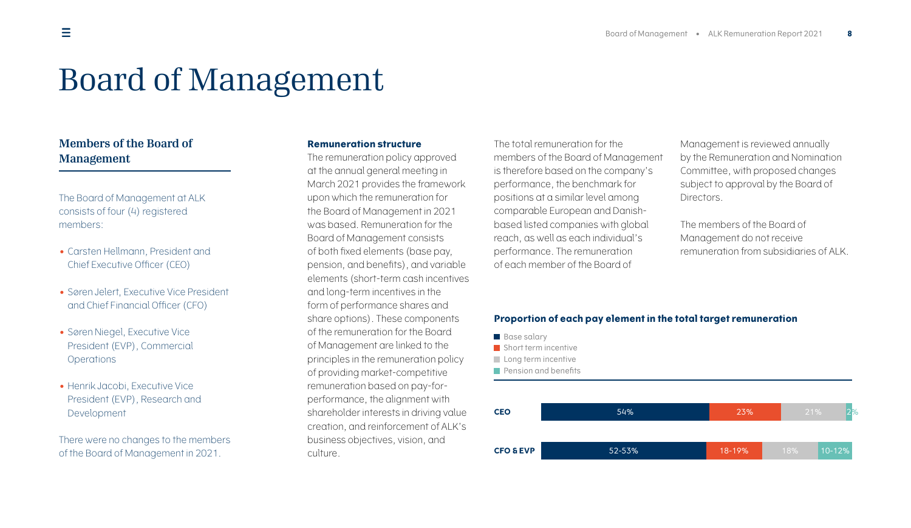# Board of Management

## Members of the Board of Management

The Board of Management at ALK consists of four (4) registered members:

- Carsten Hellmann, President and Chief Executive Officer (CEO)
- Søren Jelert, Executive Vice President and Chief Financial Officer (CFO)
- Søren Niegel, Executive Vice President (EVP), Commercial Operations
- Henrik Jacobi, Executive Vice President (EVP), Research and Development

There were no changes to the members of the Board of Management in 2021.

**Remuneration structure**

The remuneration policy approved at the annual general meeting in March 2021 provides the framework upon which the remuneration for the Board of Management in 2021 was based. Remuneration for the Board of Management consists of both fixed elements (base pay, pension, and benefits), and variable elements (short-term cash incentives and long-term incentives in the form of performance shares and share options). These components of the remuneration for the Board of Management are linked to the principles in the remuneration policy of providing market-competitive remuneration based on pay-for-performance, the alignment with shareholder interests in driving value creation, and reinforcement of ALK's business objectives, vision, and culture.

The total remuneration for the members of the Board of Management is therefore based on the company's performance, the benchmark for positions at a similar level among comparable European and Danish-based listed companies with global reach, as well as each individual's performance. The remuneration of each member of the Board of Management is reviewed annually by the Remuneration and Nomination Committee, with proposed changes subject to approval by the Board of Directors.

The members of the Board of Management do not receive remuneration from subsidiaries of ALK.

**Proportion of each pay element in the total target remuneration**

| | Base salary | Short term incentive | Long term incentive | Pension and benefits |
|---|---|---|---|---|
| CEO | 54% | 23% | 21% | 2% |
| CFO & EVP | 52-53% | 18-19% | 18% | 10-12% |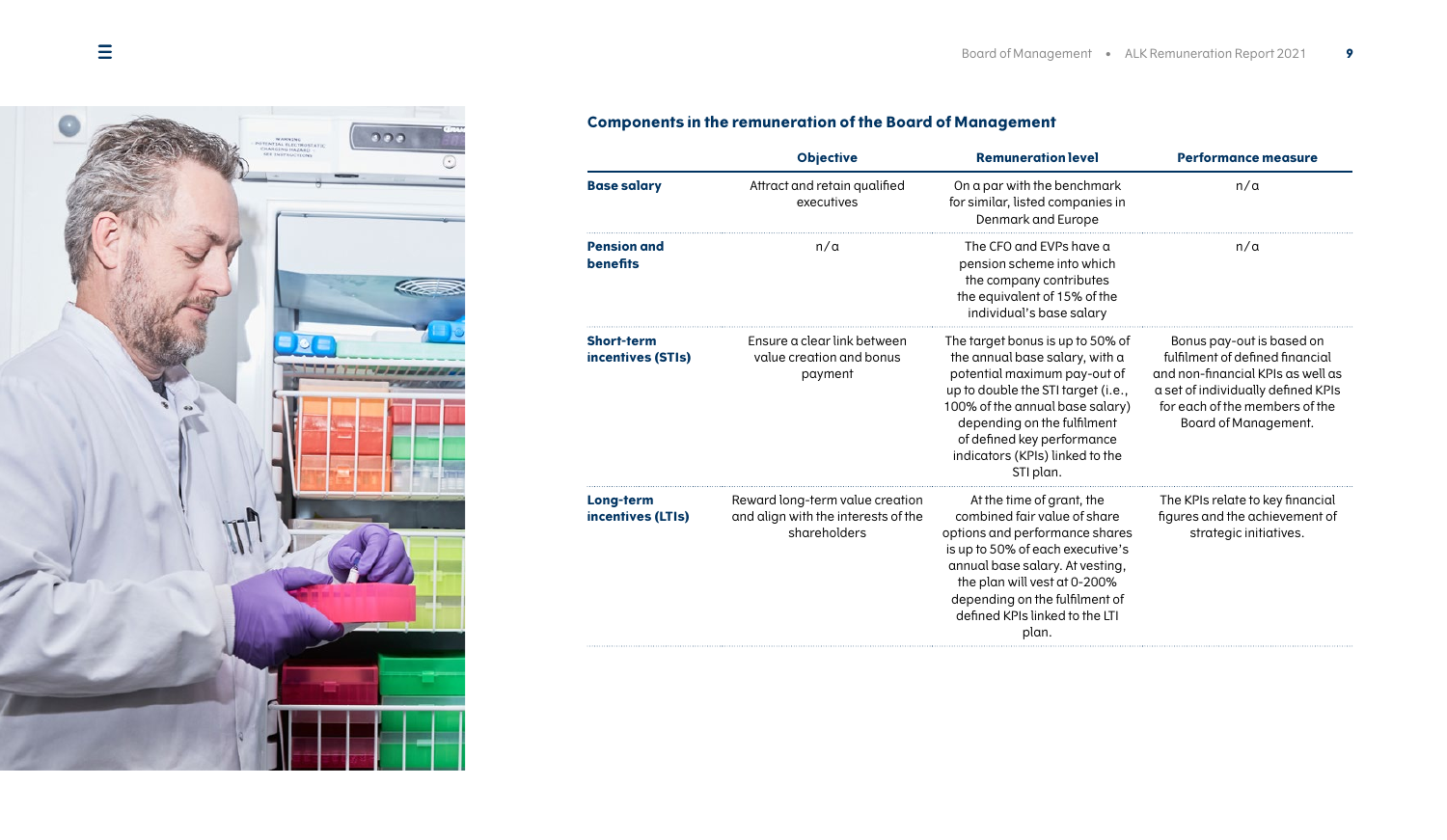### Components in the remuneration of the Board of Management

| | Objective | Remuneration level | Performance measure |
|---|---|---|---|
| **Base salary** | Attract and retain qualified executives | On a par with the benchmark for similar, listed companies in Denmark and Europe | n/a |
| **Pension and benefits** | n/a | The CFO and EVPs have a pension scheme into which the company contributes the equivalent of 15% of the individual's base salary | n/a |
| **Short-term incentives (STIs)** | Ensure a clear link between value creation and bonus payment | The target bonus is up to 50% of the annual base salary, with a potential maximum pay-out of up to double the STI target (i.e., 100% of the annual base salary) depending on the fulfilment of defined key performance indicators (KPIs) linked to the STI plan. | Bonus pay-out is based on fulfilment of defined financial and non-financial KPIs as well as a set of individually defined KPIs for each of the members of the Board of Management. |
| **Long-term incentives (LTIs)** | Reward long-term value creation and align with the interests of the shareholders | At the time of grant, the combined fair value of share options and performance shares is up to 50% of each executive's annual base salary. At vesting, the plan will vest at 0-200% depending on the fulfilment of defined KPIs linked to the LTI plan. | The KPIs relate to key financial figures and the achievement of strategic initiatives. |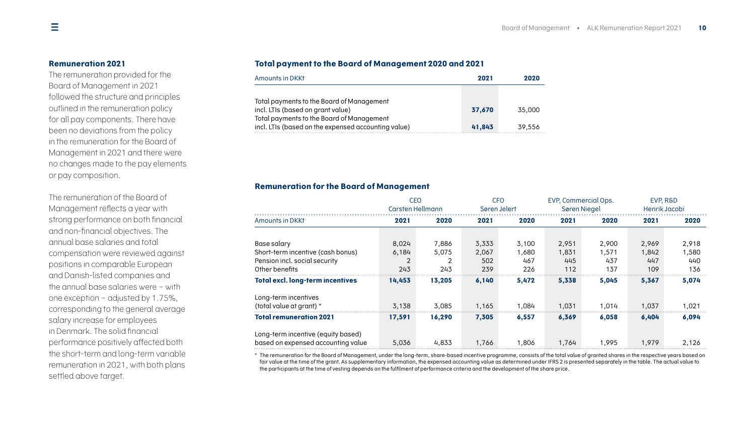## Remuneration 2021

The remuneration provided for the Board of Management in 2021 followed the structure and principles outlined in the remuneration policy for all pay components. There have been no deviations from the policy in the remuneration for the Board of Management in 2021 and there were no changes made to the pay elements or pay composition.

The remuneration of the Board of Management reflects a year with strong performance on both financial and non-financial objectives. The annual base salaries and total compensation were reviewed against positions in comparable European and Danish-listed companies and the annual base salaries were – with one exception – adjusted by 1.75%, corresponding to the general average salary increase for employees in Denmark. The solid financial performance positively affected both the short-term and long-term variable remuneration in 2021, with both plans settled above target.

### Total payment to the Board of Management 2020 and 2021

| Amounts in DKKt | 2021 | 2020 |
|---|---|---|
| Total payments to the Board of Management incl. LTIs (based on grant value) | **37,670** | 35,000 |
| Total payments to the Board of Management incl. LTIs (based on the expensed accounting value) | **41,843** | 39,556 |

### Remuneration for the Board of Management

| | CEO Carsten Hellmann | | CFO Søren Jelert | | EVP, Commercial Ops. Søren Niegel | | EVP, R&D Henrik Jacobi | |
|---|---|---|---|---|---|---|---|---|
| Amounts in DKKt | 2021 | 2020 | 2021 | 2020 | 2021 | 2020 | 2021 | 2020 |
| Base salary | 8,024 | 7,886 | 3,333 | 3,100 | 2,951 | 2,900 | 2,969 | 2,918 |
| Short-term incentive (cash bonus) | 6,184 | 5,075 | 2,067 | 1,680 | 1,831 | 1,571 | 1,842 | 1,580 |
| Pension incl. social security | 2 | 2 | 502 | 467 | 445 | 437 | 447 | 440 |
| Other benefits | 243 | 243 | 239 | 226 | 112 | 137 | 109 | 136 |
| **Total excl. long-term incentives** | **14,453** | **13,205** | **6,140** | **5,472** | **5,338** | **5,045** | **5,367** | **5,074** |
| Long-term incentives (total value at grant) * | 3,138 | 3,085 | 1,165 | 1,084 | 1,031 | 1,014 | 1,037 | 1,021 |
| **Total remuneration 2021** | **17,591** | **16,290** | **7,305** | **6,557** | **6,369** | **6,058** | **6,404** | **6,094** |
| Long-term incentive (equity based) based on expensed accounting value | 5,036 | 4,833 | 1,766 | 1,806 | 1,764 | 1,995 | 1,979 | 2,126 |

* The remuneration for the Board of Management, under the long-term, share-based incentive programme, consists of the total value of granted shares in the respective years based on fair value at the time of the grant. As supplementary information, the expensed accounting value as determined under IFRS 2 is presented separately in the table. The actual value to the participants at the time of vesting depends on the fulfilment of performance criteria and the development of the share price.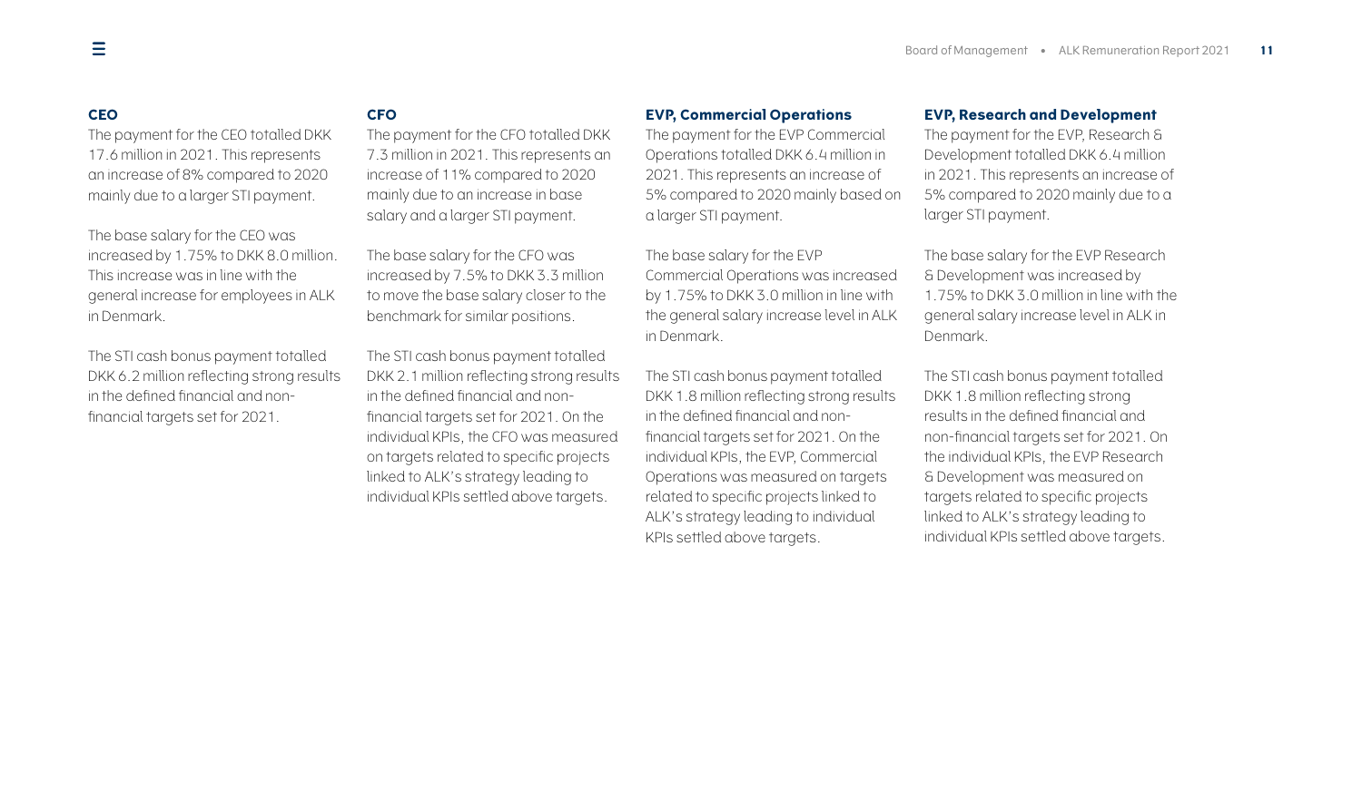### CEO

The payment for the CEO totalled DKK 17.6 million in 2021. This represents an increase of 8% compared to 2020 mainly due to a larger STI payment.

The base salary for the CEO was increased by 1.75% to DKK 8.0 million. This increase was in line with the general increase for employees in ALK in Denmark.

The STI cash bonus payment totalled DKK 6.2 million reflecting strong results in the defined financial and non-financial targets set for 2021.

### CFO

The payment for the CFO totalled DKK 7.3 million in 2021. This represents an increase of 11% compared to 2020 mainly due to an increase in base salary and a larger STI payment.

The base salary for the CFO was increased by 7.5% to DKK 3.3 million to move the base salary closer to the benchmark for similar positions.

The STI cash bonus payment totalled DKK 2.1 million reflecting strong results in the defined financial and non-financial targets set for 2021. On the individual KPIs, the CFO was measured on targets related to specific projects linked to ALK's strategy leading to individual KPIs settled above targets.

### EVP, Commercial Operations

The payment for the EVP Commercial Operations totalled DKK 6.4 million in 2021. This represents an increase of 5% compared to 2020 mainly based on a larger STI payment.

The base salary for the EVP Commercial Operations was increased by 1.75% to DKK 3.0 million in line with the general salary increase level in ALK in Denmark.

The STI cash bonus payment totalled DKK 1.8 million reflecting strong results in the defined financial and non-financial targets set for 2021. On the individual KPIs, the EVP, Commercial Operations was measured on targets related to specific projects linked to ALK's strategy leading to individual KPIs settled above targets.

### EVP, Research and Development

The payment for the EVP, Research & Development totalled DKK 6.4 million in 2021. This represents an increase of 5% compared to 2020 mainly due to a larger STI payment.

The base salary for the EVP Research & Development was increased by 1.75% to DKK 3.0 million in line with the general salary increase level in ALK in Denmark.

The STI cash bonus payment totalled DKK 1.8 million reflecting strong results in the defined financial and non-financial targets set for 2021. On the individual KPIs, the EVP Research & Development was measured on targets related to specific projects linked to ALK's strategy leading to individual KPIs settled above targets.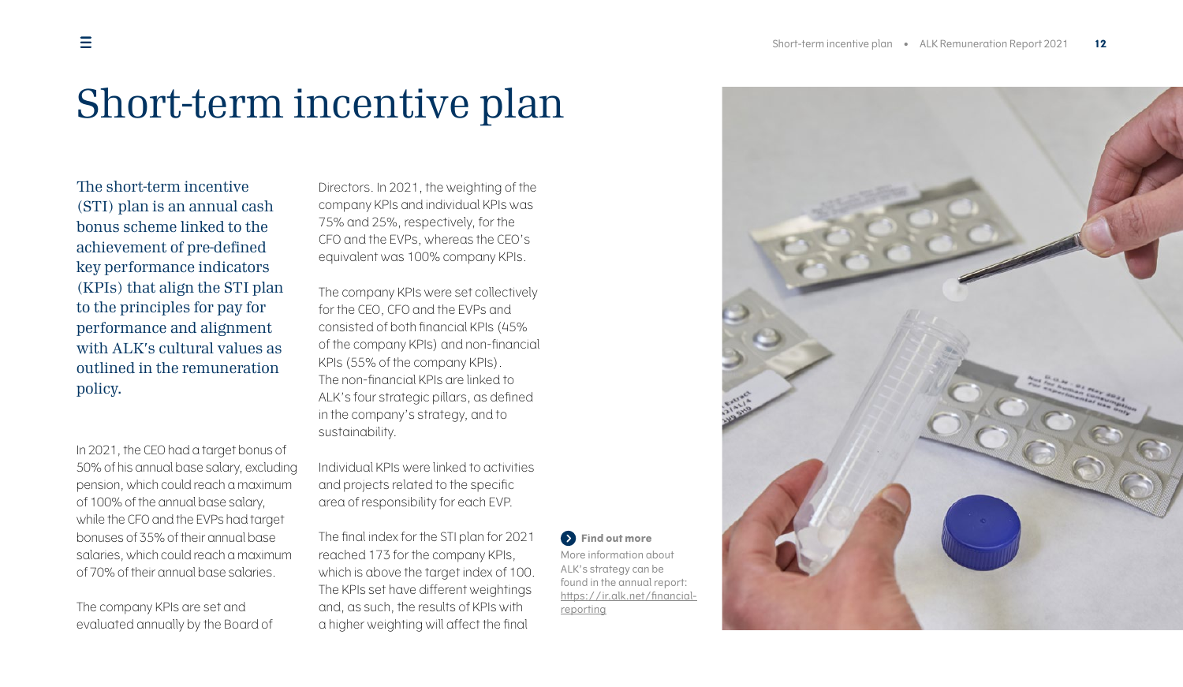# Short-term incentive plan

The short-term incentive (STI) plan is an annual cash bonus scheme linked to the achievement of pre-defined key performance indicators (KPIs) that align the STI plan to the principles for pay for performance and alignment with ALK's cultural values as outlined in the remuneration policy.

In 2021, the CEO had a target bonus of 50% of his annual base salary, excluding pension, which could reach a maximum of 100% of the annual base salary, while the CFO and the EVPs had target bonuses of 35% of their annual base salaries, which could reach a maximum of 70% of their annual base salaries.

The company KPIs are set and evaluated annually by the Board of Directors. In 2021, the weighting of the company KPIs and individual KPIs was 75% and 25%, respectively, for the CFO and the EVPs, whereas the CEO's equivalent was 100% company KPIs.

The company KPIs were set collectively for the CEO, CFO and the EVPs and consisted of both financial KPIs (45% of the company KPIs) and non-financial KPIs (55% of the company KPIs). The non-financial KPIs are linked to ALK's four strategic pillars, as defined in the company's strategy, and to sustainability.

Individual KPIs were linked to activities and projects related to the specific area of responsibility for each EVP.

The final index for the STI plan for 2021 reached 173 for the company KPIs, which is above the target index of 100. The KPIs set have different weightings and, as such, the results of KPIs with a higher weighting will affect the final

**Find out more**

More information about ALK's strategy can be found in the annual report: https://ir.alk.net/financial-reporting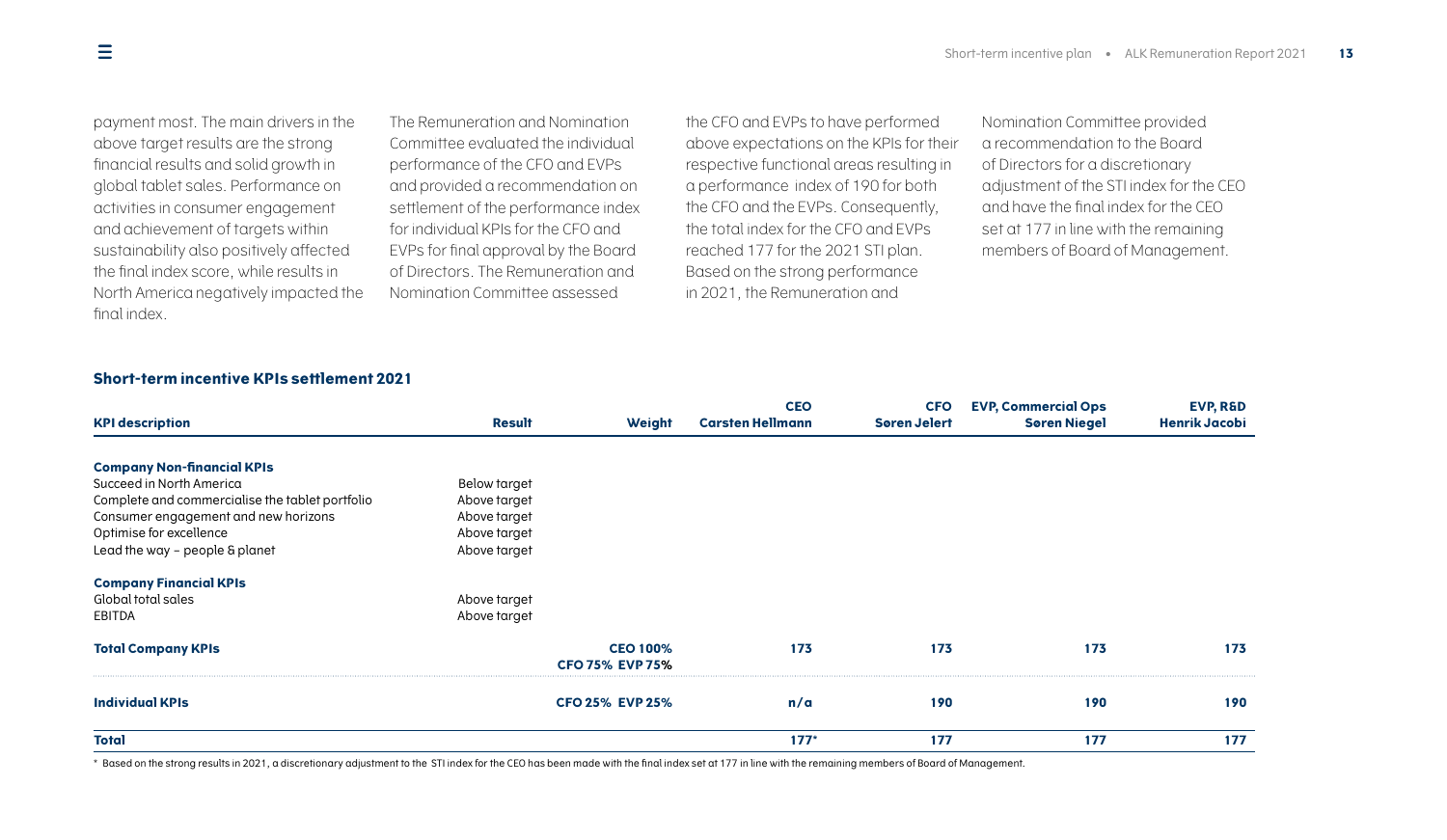payment most. The main drivers in the above target results are the strong financial results and solid growth in global tablet sales. Performance on activities in consumer engagement and achievement of targets within sustainability also positively affected the final index score, while results in North America negatively impacted the final index.

The Remuneration and Nomination Committee evaluated the individual performance of the CFO and EVPs and provided a recommendation on settlement of the performance index for individual KPIs for the CFO and EVPs for final approval by the Board of Directors. The Remuneration and Nomination Committee assessed the CFO and EVPs to have performed above expectations on the KPIs for their respective functional areas resulting in a performance index of 190 for both the CFO and the EVPs. Consequently, the total index for the CFO and EVPs reached 177 for the 2021 STI plan. Based on the strong performance in 2021, the Remuneration and Nomination Committee provided a recommendation to the Board of Directors for a discretionary adjustment of the STI index for the CEO and have the final index for the CEO set at 177 in line with the remaining members of Board of Management.

### Short-term incentive KPIs settlement 2021

| KPI description | Result | Weight | CEO Carsten Hellmann | CFO Søren Jelert | EVP, Commercial Ops Søren Niegel | EVP, R&D Henrik Jacobi |
|---|---|---|---|---|---|---|
| **Company Non-financial KPIs** | | | | | | |
| Succeed in North America | Below target | | | | | |
| Complete and commercialise the tablet portfolio | Above target | | | | | |
| Consumer engagement and new horizons | Above target | | | | | |
| Optimise for excellence | Above target | | | | | |
| Lead the way – people & planet | Above target | | | | | |
| **Company Financial KPIs** | | | | | | |
| Global total sales | Above target | | | | | |
| EBITDA | Above target | | | | | |
| **Total Company KPIs** | | **CEO 100% CFO 75% EVP 75%** | **173** | **173** | **173** | **173** |
| **Individual KPIs** | | **CFO 25% EVP 25%** | **n/a** | **190** | **190** | **190** |
| **Total** | | | **177*** | **177** | **177** | **177** |

\* Based on the strong results in 2021, a discretionary adjustment to the STI index for the CEO has been made with the final index set at 177 in line with the remaining members of Board of Management.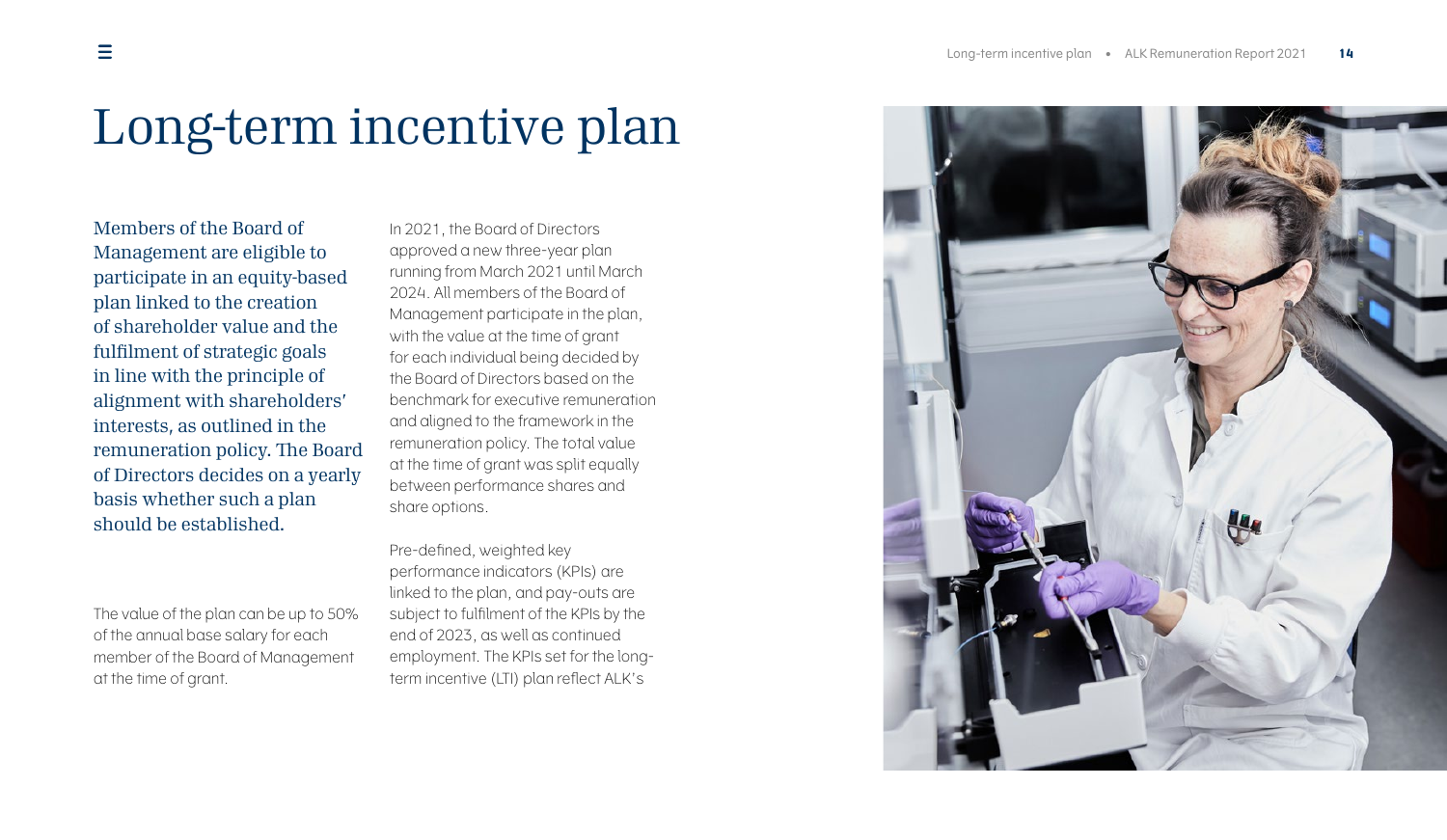# Long-term incentive plan

Members of the Board of Management are eligible to participate in an equity-based plan linked to the creation of shareholder value and the fulfilment of strategic goals in line with the principle of alignment with shareholders' interests, as outlined in the remuneration policy. The Board of Directors decides on a yearly basis whether such a plan should be established.

The value of the plan can be up to 50% of the annual base salary for each member of the Board of Management at the time of grant.

In 2021, the Board of Directors approved a new three-year plan running from March 2021 until March 2024. All members of the Board of Management participate in the plan, with the value at the time of grant for each individual being decided by the Board of Directors based on the benchmark for executive remuneration and aligned to the framework in the remuneration policy. The total value at the time of grant was split equally between performance shares and share options.

Pre-defined, weighted key performance indicators (KPIs) are linked to the plan, and pay-outs are subject to fulfilment of the KPIs by the end of 2023, as well as continued employment. The KPIs set for the long-term incentive (LTI) plan reflect ALK's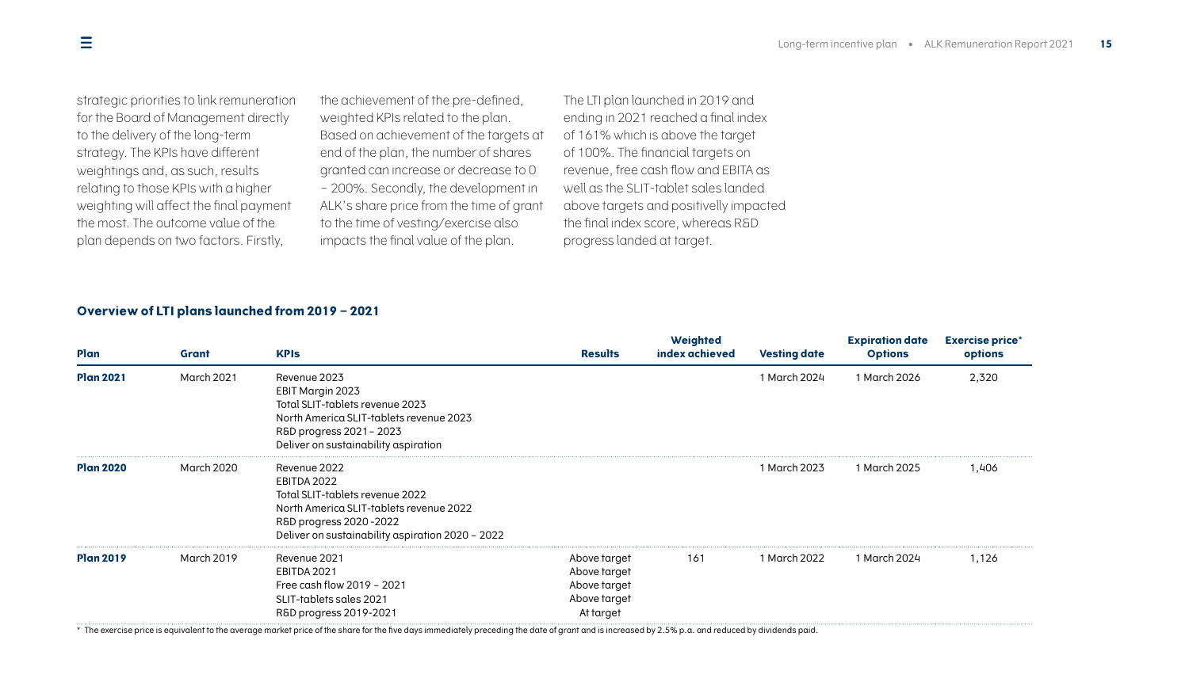strategic priorities to link remuneration for the Board of Management directly to the delivery of the long-term strategy. The KPIs have different weightings and, as such, results relating to those KPIs with a higher weighting will affect the final payment the most. The outcome value of the plan depends on two factors. Firstly, the achievement of the pre-defined, weighted KPIs related to the plan. Based on achievement of the targets at end of the plan, the number of shares granted can increase or decrease to 0 – 200%. Secondly, the development in ALK's share price from the time of grant to the time of vesting/exercise also impacts the final value of the plan.

The LTI plan launched in 2019 and ending in 2021 reached a final index of 161% which is above the target of 100%. The financial targets on revenue, free cash flow and EBITA as well as the SLIT-tablet sales landed above targets and positively impacted the final index score, whereas R&D progress landed at target.

**Overview of LTI plans launched from 2019 – 2021**

| Plan | Grant | KPIs | Results | Weighted index achieved | Vesting date | Expiration date Options | Exercise price* options |
|---|---|---|---|---|---|---|---|
| **Plan 2021** | March 2021 | Revenue 2023<br>EBIT Margin 2023<br>Total SLIT-tablets revenue 2023<br>North America SLIT-tablets revenue 2023<br>R&D progress 2021 – 2023<br>Deliver on sustainability aspiration | | | 1 March 2024 | 1 March 2026 | 2,320 |
| **Plan 2020** | March 2020 | Revenue 2022<br>EBITDA 2022<br>Total SLIT-tablets revenue 2022<br>North America SLIT-tablets revenue 2022<br>R&D progress 2020 -2022<br>Deliver on sustainability aspiration 2020 – 2022 | | | 1 March 2023 | 1 March 2025 | 1,406 |
| **Plan 2019** | March 2019 | Revenue 2021<br>EBITDA 2021<br>Free cash flow 2019 – 2021<br>SLIT-tablets sales 2021<br>R&D progress 2019-2021 | Above target<br>Above target<br>Above target<br>Above target<br>At target | 161 | 1 March 2022 | 1 March 2024 | 1,126 |

* The exercise price is equivalent to the average market price of the share for the five days immediately preceding the date of grant and is increased by 2.5% p.a. and reduced by dividends paid.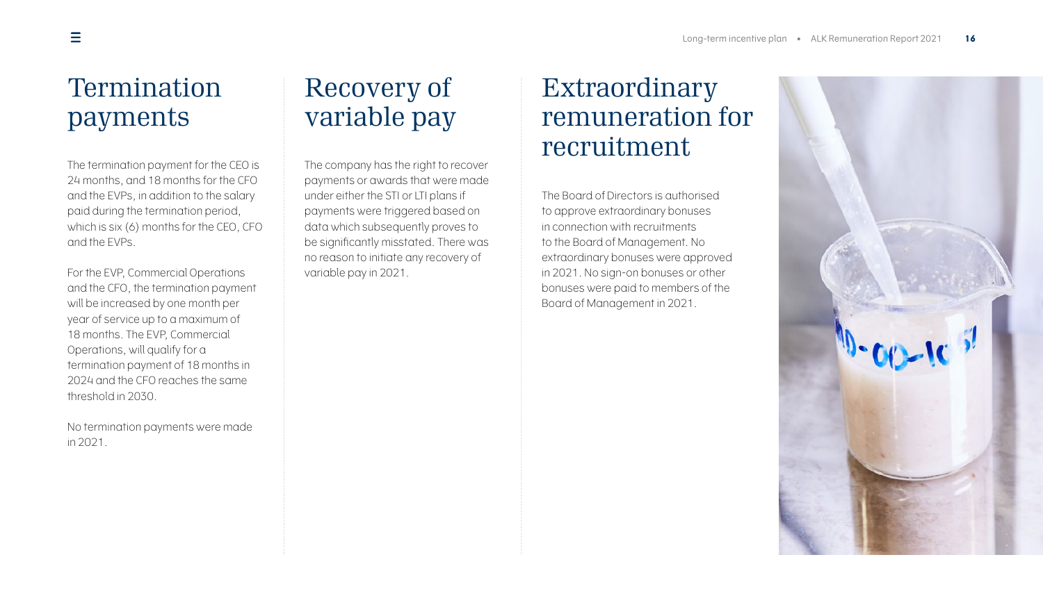# Termination payments

The termination payment for the CEO is 24 months, and 18 months for the CFO and the EVPs, in addition to the salary paid during the termination period, which is six (6) months for the CEO, CFO and the EVPs.

For the EVP, Commercial Operations and the CFO, the termination payment will be increased by one month per year of service up to a maximum of 18 months. The EVP, Commercial Operations, will qualify for a termination payment of 18 months in 2024 and the CFO reaches the same threshold in 2030.

No termination payments were made in 2021.

# Recovery of variable pay

The company has the right to recover payments or awards that were made under either the STI or LTI plans if payments were triggered based on data which subsequently proves to be significantly misstated. There was no reason to initiate any recovery of variable pay in 2021.

# Extraordinary remuneration for recruitment

The Board of Directors is authorised to approve extraordinary bonuses in connection with recruitments to the Board of Management. No extraordinary bonuses were approved in 2021. No sign-on bonuses or other bonuses were paid to members of the Board of Management in 2021.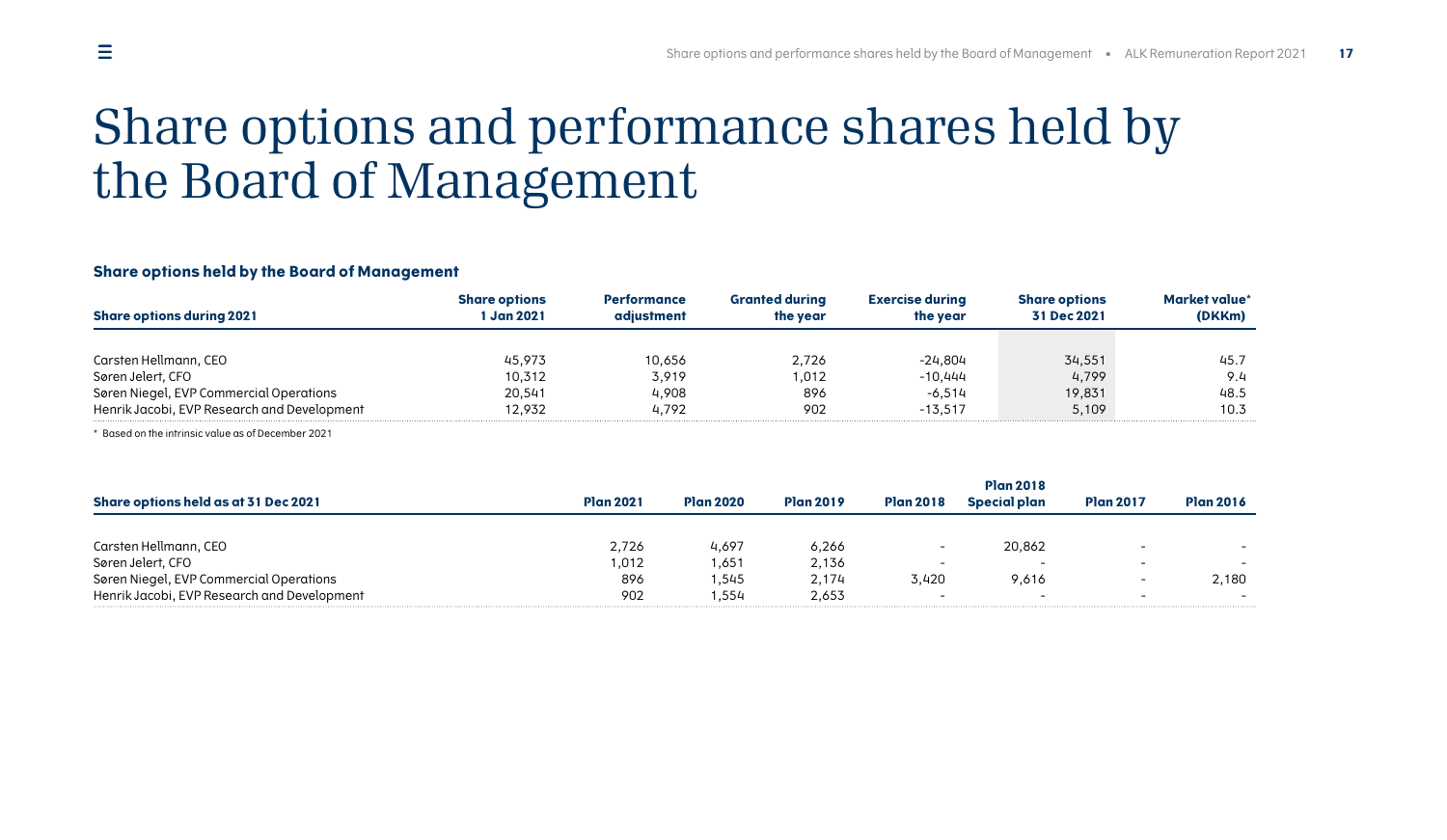# Share options and performance shares held by the Board of Management

### Share options held by the Board of Management

| Share options during 2021 | Share options 1 Jan 2021 | Performance adjustment | Granted during the year | Exercise during the year | Share options 31 Dec 2021 | Market value* (DKKm) |
|---|---|---|---|---|---|---|
| Carsten Hellmann, CEO | 45,973 | 10,656 | 2,726 | -24,804 | 34,551 | 45.7 |
| Søren Jelert, CFO | 10,312 | 3,919 | 1,012 | -10,444 | 4,799 | 9.4 |
| Søren Niegel, EVP Commercial Operations | 20,541 | 4,908 | 896 | -6,514 | 19,831 | 48.5 |
| Henrik Jacobi, EVP Research and Development | 12,932 | 4,792 | 902 | -13,517 | 5,109 | 10.3 |

* Based on the intrinsic value as of December 2021

| Share options held as at 31 Dec 2021 | Plan 2021 | Plan 2020 | Plan 2019 | Plan 2018 | Plan 2018 Special plan | Plan 2017 | Plan 2016 |
|---|---|---|---|---|---|---|---|
| Carsten Hellmann, CEO | 2,726 | 4,697 | 6,266 | - | 20,862 | - | - |
| Søren Jelert, CFO | 1,012 | 1,651 | 2,136 | - | - | - | - |
| Søren Niegel, EVP Commercial Operations | 896 | 1,545 | 2,174 | 3,420 | 9,616 | - | 2,180 |
| Henrik Jacobi, EVP Research and Development | 902 | 1,554 | 2,653 | - | - | - | - |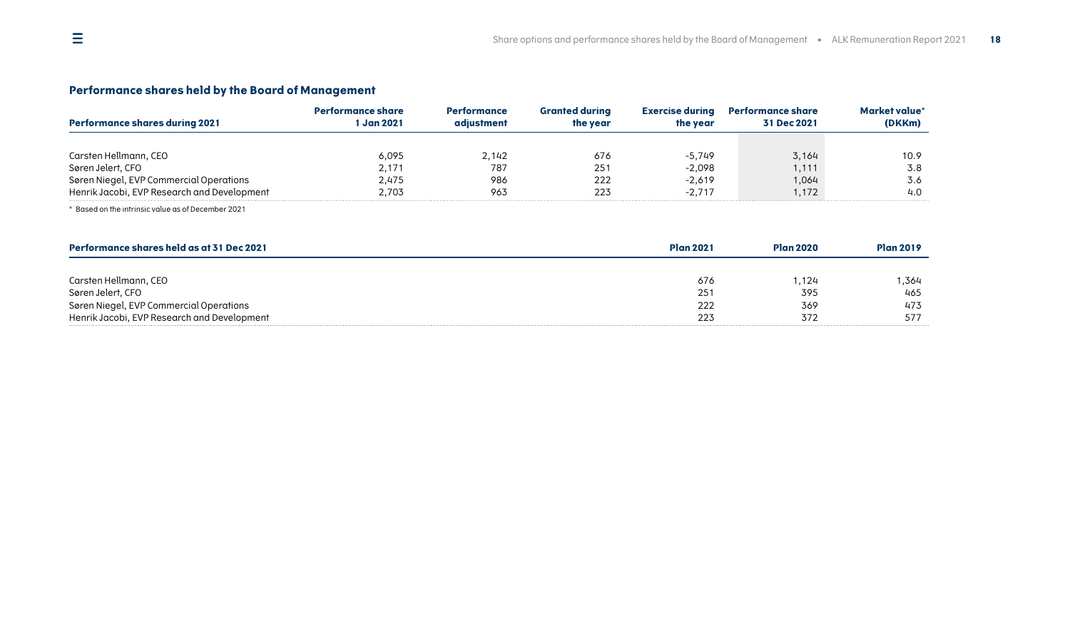## Performance shares held by the Board of Management

| Performance shares during 2021 | Performance share 1 Jan 2021 | Performance adjustment | Granted during the year | Exercise during the year | Performance share 31 Dec 2021 | Market value* (DKKm) |
|---|---|---|---|---|---|---|
| Carsten Hellmann, CEO | 6,095 | 2,142 | 676 | -5,749 | 3,164 | 10.9 |
| Søren Jelert, CFO | 2,171 | 787 | 251 | -2,098 | 1,111 | 3.8 |
| Søren Niegel, EVP Commercial Operations | 2,475 | 986 | 222 | -2,619 | 1,064 | 3.6 |
| Henrik Jacobi, EVP Research and Development | 2,703 | 963 | 223 | -2,717 | 1,172 | 4.0 |

\* Based on the intrinsic value as of December 2021

| Performance shares held as at 31 Dec 2021 | Plan 2021 | Plan 2020 | Plan 2019 |
|---|---|---|---|
| Carsten Hellmann, CEO | 676 | 1,124 | 1,364 |
| Søren Jelert, CFO | 251 | 395 | 465 |
| Søren Niegel, EVP Commercial Operations | 222 | 369 | 473 |
| Henrik Jacobi, EVP Research and Development | 223 | 372 | 577 |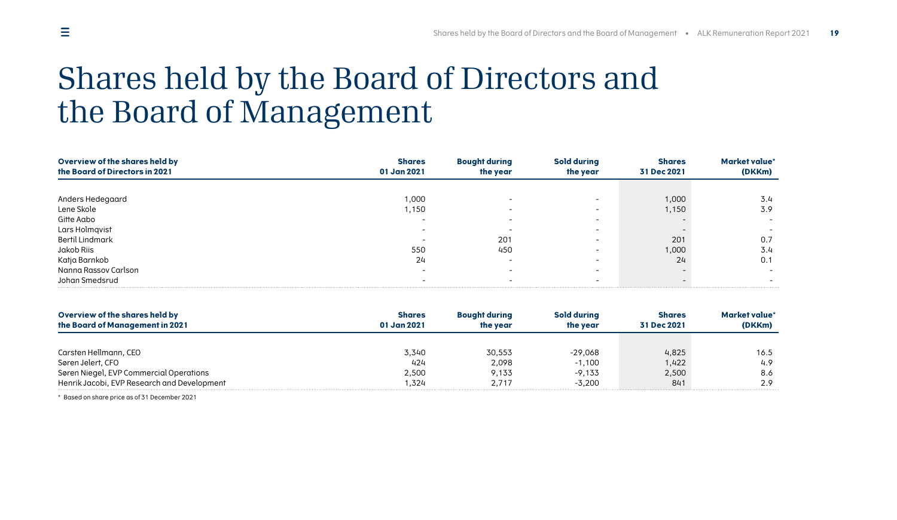# Shares held by the Board of Directors and the Board of Management

| Overview of the shares held by the Board of Directors in 2021 | Shares 01 Jan 2021 | Bought during the year | Sold during the year | Shares 31 Dec 2021 | Market value* (DKKm) |
|---|---|---|---|---|---|
| Anders Hedegaard | 1,000 | - | - | 1,000 | 3.4 |
| Lene Skole | 1,150 | - | - | 1,150 | 3.9 |
| Gitte Aabo | - | - | - | - | - |
| Lars Holmqvist | - | - | - | - | - |
| Bertil Lindmark | - | 201 | - | 201 | 0.7 |
| Jakob Riis | 550 | 450 | - | 1,000 | 3.4 |
| Katja Barnkob | 24 | - | - | 24 | 0.1 |
| Nanna Rassov Carlson | - | - | - | - | - |
| Johan Smedsrud | - | - | - | - | - |

| Overview of the shares held by the Board of Management in 2021 | Shares 01 Jan 2021 | Bought during the year | Sold during the year | Shares 31 Dec 2021 | Market value* (DKKm) |
|---|---|---|---|---|---|
| Carsten Hellmann, CEO | 3,340 | 30,553 | -29,068 | 4,825 | 16.5 |
| Søren Jelert, CFO | 424 | 2,098 | -1,100 | 1,422 | 4.9 |
| Søren Niegel, EVP Commercial Operations | 2,500 | 9,133 | -9,133 | 2,500 | 8.6 |
| Henrik Jacobi, EVP Research and Development | 1,324 | 2,717 | -3,200 | 841 | 2.9 |

* Based on share price as of 31 December 2021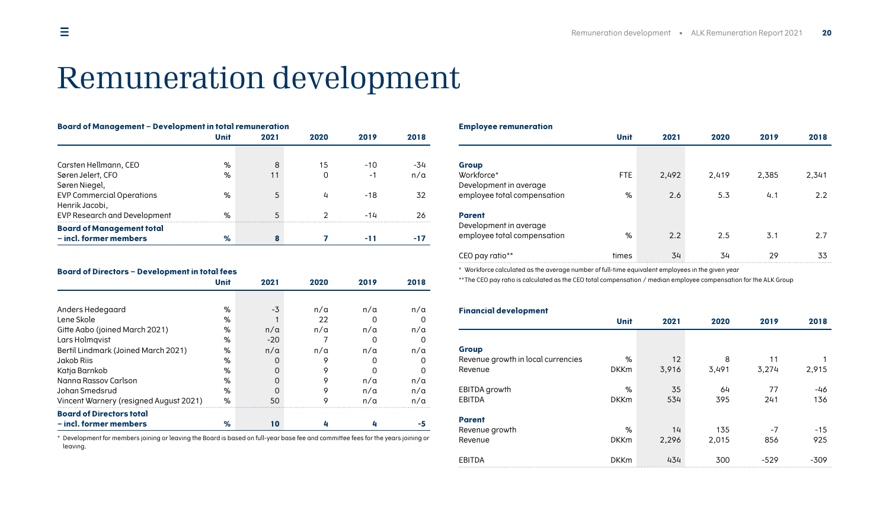# Remuneration development

**Board of Management – Development in total remuneration**

| | Unit | 2021 | 2020 | 2019 | 2018 |
|---|---|---|---|---|---|
| Carsten Hellmann, CEO | % | 8 | 15 | -10 | -34 |
| Søren Jelert, CFO | % | 11 | 0 | -1 | n/a |
| Søren Niegel, EVP Commercial Operations | % | 5 | 4 | -18 | 32 |
| Henrik Jacobi, EVP Research and Development | % | 5 | 2 | -14 | 26 |
| **Board of Management total – incl. former members** | **%** | **8** | **7** | **-11** | **-17** |

**Board of Directors – Development in total fees**

| | Unit | 2021 | 2020 | 2019 | 2018 |
|---|---|---|---|---|---|
| Anders Hedegaard | % | -3 | n/a | n/a | n/a |
| Lene Skole | % | 1 | 22 | 0 | 0 |
| Gitte Aabo (joined March 2021) | % | n/a | n/a | n/a | n/a |
| Lars Holmqvist | % | -20 | 7 | 0 | 0 |
| Bertil Lindmark (Joined March 2021) | % | n/a | n/a | n/a | n/a |
| Jakob Riis | % | 0 | 9 | 0 | 0 |
| Katja Barnkob | % | 0 | 9 | 0 | 0 |
| Nanna Rassov Carlson | % | 0 | 9 | n/a | n/a |
| Johan Smedsrud | % | 0 | 9 | n/a | n/a |
| Vincent Warnery (resigned August 2021) | % | 50 | 9 | n/a | n/a |
| **Board of Directors total – incl. former members** | **%** | **10** | **4** | **4** | **-5** |

* Development for members joining or leaving the Board is based on full-year base fee and committee fees for the years joining or leaving.

**Employee remuneration**

| | Unit | 2021 | 2020 | 2019 | 2018 |
|---|---|---|---|---|---|
| **Group** | | | | | |
| Workforce* | FTE | 2,492 | 2,419 | 2,385 | 2,341 |
| Development in average employee total compensation | % | 2.6 | 5.3 | 4.1 | 2.2 |
| **Parent** | | | | | |
| Development in average employee total compensation | % | 2.2 | 2.5 | 3.1 | 2.7 |
| CEO pay ratio** | times | 34 | 34 | 29 | 33 |

* Workforce calculated as the average number of full-time equivalent employees in the given year

**The CEO pay ratio is calculated as the CEO total compensation / median employee compensation for the ALK Group

**Financial development**

| | Unit | 2021 | 2020 | 2019 | 2018 |
|---|---|---|---|---|---|
| **Group** | | | | | |
| Revenue growth in local currencies | % | 12 | 8 | 11 | 1 |
| Revenue | DKKm | 3,916 | 3,491 | 3,274 | 2,915 |
| EBITDA growth | % | 35 | 64 | 77 | -46 |
| EBITDA | DKKm | 534 | 395 | 241 | 136 |
| **Parent** | | | | | |
| Revenue growth | % | 14 | 135 | -7 | -15 |
| Revenue | DKKm | 2,296 | 2,015 | 856 | 925 |
| EBITDA | DKKm | 434 | 300 | -529 | -309 |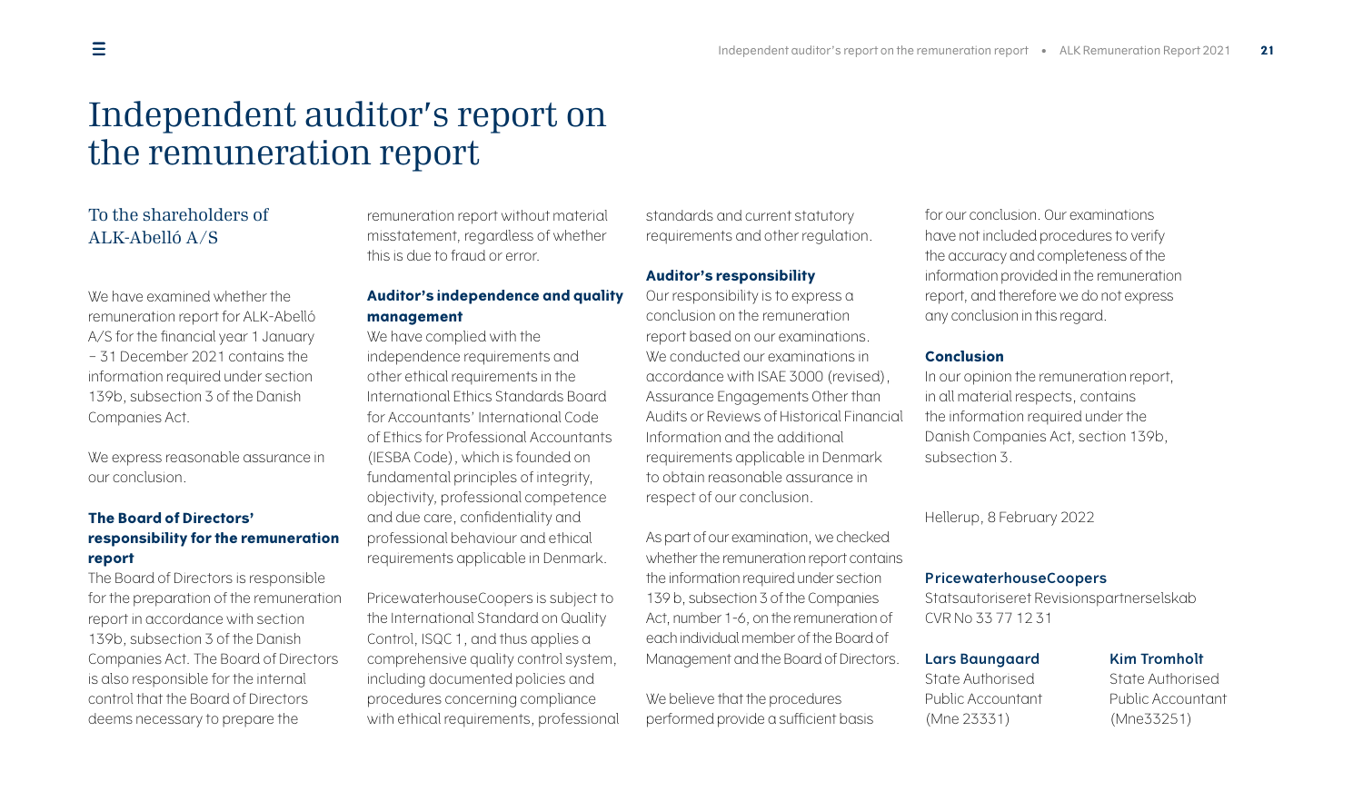# Independent auditor's report on the remuneration report

## To the shareholders of ALK-Abelló A/S

We have examined whether the remuneration report for ALK-Abelló A/S for the financial year 1 January – 31 December 2021 contains the information required under section 139b, subsection 3 of the Danish Companies Act.

We express reasonable assurance in our conclusion.

**The Board of Directors' responsibility for the remuneration report**

The Board of Directors is responsible for the preparation of the remuneration report in accordance with section 139b, subsection 3 of the Danish Companies Act. The Board of Directors is also responsible for the internal control that the Board of Directors deems necessary to prepare the remuneration report without material misstatement, regardless of whether this is due to fraud or error.

**Auditor's independence and quality management**

We have complied with the independence requirements and other ethical requirements in the International Ethics Standards Board for Accountants' International Code of Ethics for Professional Accountants (IESBA Code), which is founded on fundamental principles of integrity, objectivity, professional competence and due care, confidentiality and professional behaviour and ethical requirements applicable in Denmark.

PricewaterhouseCoopers is subject to the International Standard on Quality Control, ISQC 1, and thus applies a comprehensive quality control system, including documented policies and procedures concerning compliance with ethical requirements, professional standards and current statutory requirements and other regulation.

**Auditor's responsibility**

Our responsibility is to express a conclusion on the remuneration report based on our examinations. We conducted our examinations in accordance with ISAE 3000 (revised), Assurance Engagements Other than Audits or Reviews of Historical Financial Information and the additional requirements applicable in Denmark to obtain reasonable assurance in respect of our conclusion.

As part of our examination, we checked whether the remuneration report contains the information required under section 139 b, subsection 3 of the Companies Act, number 1-6, on the remuneration of each individual member of the Board of Management and the Board of Directors.

We believe that the procedures performed provide a sufficient basis for our conclusion. Our examinations have not included procedures to verify the accuracy and completeness of the information provided in the remuneration report, and therefore we do not express any conclusion in this regard.

**Conclusion**

In our opinion the remuneration report, in all material respects, contains the information required under the Danish Companies Act, section 139b, subsection 3.

Hellerup, 8 February 2022

**PricewaterhouseCoopers**
Statsautoriseret Revisionspartnerselskab
CVR No 33 77 12 31

**Lars Baungaard**
State Authorised Public Accountant
(Mne 23331)

**Kim Tromholt**
State Authorised Public Accountant
(Mne33251)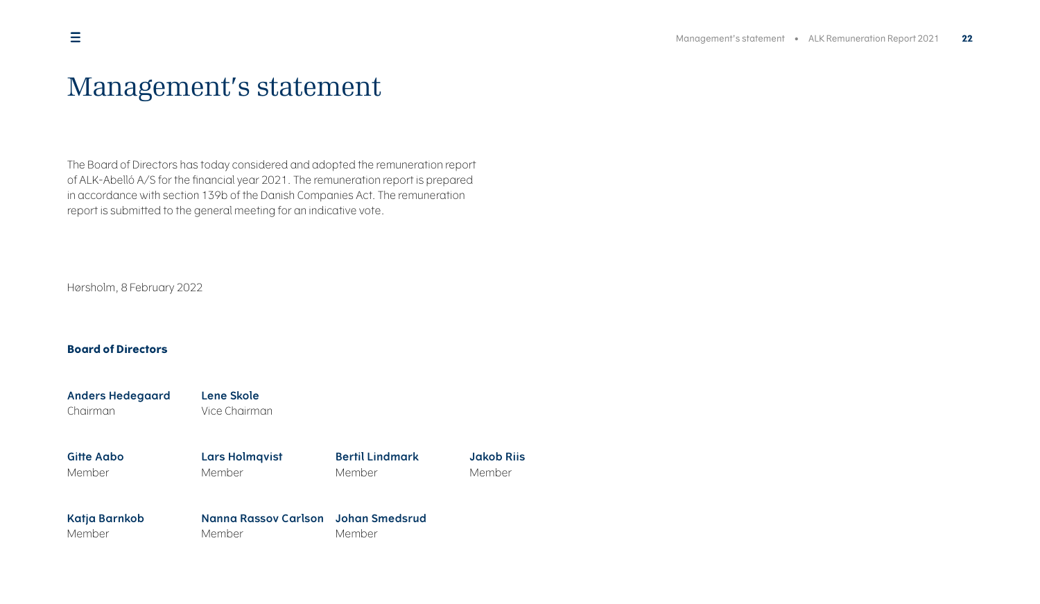# Management's statement

The Board of Directors has today considered and adopted the remuneration report of ALK-Abelló A/S for the financial year 2021. The remuneration report is prepared in accordance with section 139b of the Danish Companies Act. The remuneration report is submitted to the general meeting for an indicative vote.

Hørsholm, 8 February 2022

**Board of Directors**

**Anders Hedegaard**
Chairman

**Lene Skole**
Vice Chairman

**Gitte Aabo**
Member

**Lars Holmqvist**
Member

**Bertil Lindmark**
Member

**Jakob Riis**
Member

**Katja Barnkob**
Member

**Nanna Rassov Carlson**
Member

**Johan Smedsrud**
Member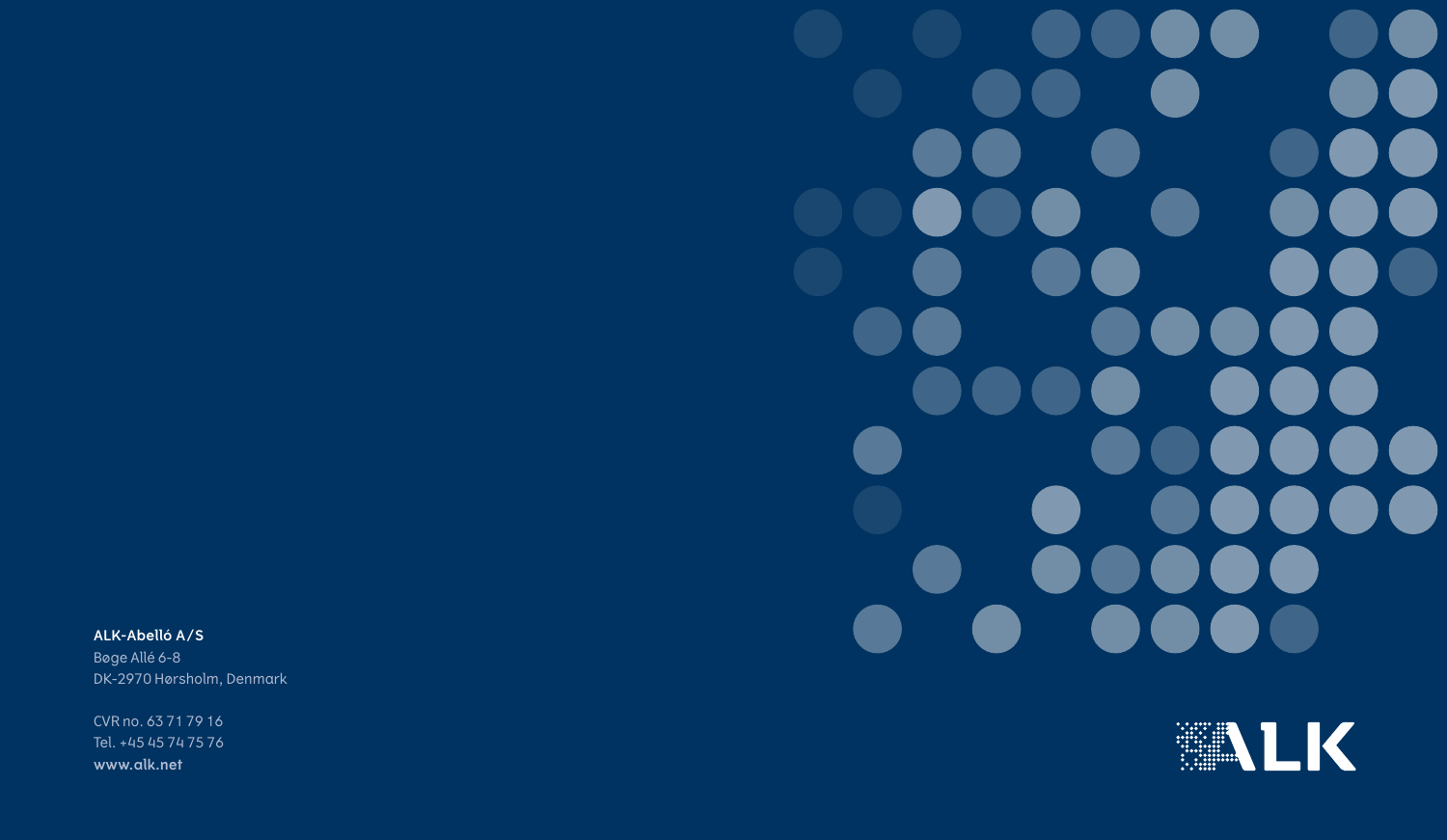**ALK-Abelló A/S**
Bøge Allé 6-8
DK-2970 Hørsholm, Denmark

CVR no. 63 71 79 16
Tel. +45 45 74 75 76
**www.alk.net**